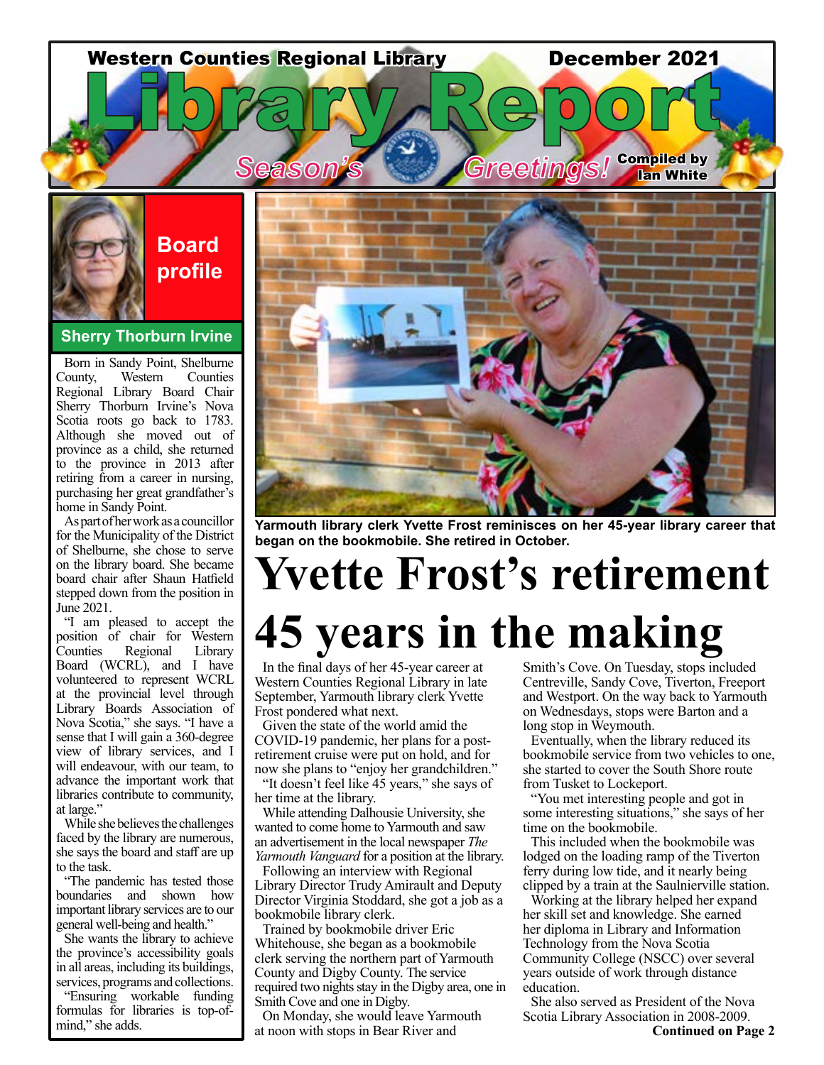Western Counties Regional Library

December 2021

# Library Report

Season's Greetings!

Compiled by Ian White

## Board profile

### Sherry Thorburn Irvine

Born in Sandy Point, Shelburne County, Western Counties Regional Library Board Chair Sherry Thorburn Irvine's Nova Scotia roots go back to 1783. Although she moved out of province as a child, she returned to the province in 2013 after retiring from a career in nursing, purchasing her great grandfather's home in Sandy Point.

As part of her work as a councillor for the Municipality of the District of Shelburne, she chose to serve on the library board. She became board chair after Shaun Hatfield stepped down from the position in June 2021.

"I am pleased to accept the position of chair for Western Counties Regional Library Board (WCRL), and I have volunteered to represent WCRL at the provincial level through Library Boards Association of Nova Scotia," she says. "I have a sense that I will gain a 360-degree view of library services, and I will endeavour, with our team, to advance the important work that libraries contribute to community, at large."

While she believes the challenges faced by the library are numerous, she says the board and staff are up to the task.

"The pandemic has tested those boundaries and shown how important library services are to our general well-being and health."

She wants the library to achieve the province's accessibility goals in all areas, including its buildings, services, programs and collections.

"Ensuring workable funding formulas for libraries is top-of-mind," she adds.

**Yarmouth library clerk Yvette Frost reminisces on her 45-year library career that began on the bookmobile. She retired in October.**

# Yvette Frost's retirement 45 years in the making

In the final days of her 45-year career at Western Counties Regional Library in late September, Yarmouth library clerk Yvette Frost pondered what next.

Given the state of the world amid the COVID-19 pandemic, her plans for a post-retirement cruise were put on hold, and for now she plans to "enjoy her grandchildren."

"It doesn't feel like 45 years," she says of her time at the library.

While attending Dalhousie University, she wanted to come home to Yarmouth and saw an advertisement in the local newspaper *The Yarmouth Vanguard* for a position at the library.

Following an interview with Regional Library Director Trudy Amirault and Deputy Director Virginia Stoddard, she got a job as a bookmobile library clerk.

Trained by bookmobile driver Eric Whitehouse, she began as a bookmobile clerk serving the northern part of Yarmouth County and Digby County. The service required two nights stay in the Digby area, one in Smith Cove and one in Digby.

On Monday, she would leave Yarmouth at noon with stops in Bear River and Smith's Cove. On Tuesday, stops included Centreville, Sandy Cove, Tiverton, Freeport and Westport. On the way back to Yarmouth on Wednesdays, stops were Barton and a long stop in Weymouth.

Eventually, when the library reduced its bookmobile service from two vehicles to one, she started to cover the South Shore route from Tusket to Lockeport.

"You met interesting people and got in some interesting situations," she says of her time on the bookmobile.

This included when the bookmobile was lodged on the loading ramp of the Tiverton ferry during low tide, and it nearly being clipped by a train at the Saulnierville station.

Working at the library helped her expand her skill set and knowledge. She earned her diploma in Library and Information Technology from the Nova Scotia Community College (NSCC) over several years outside of work through distance education.

She also served as President of the Nova Scotia Library Association in 2008-2009.

**Continued on Page 2**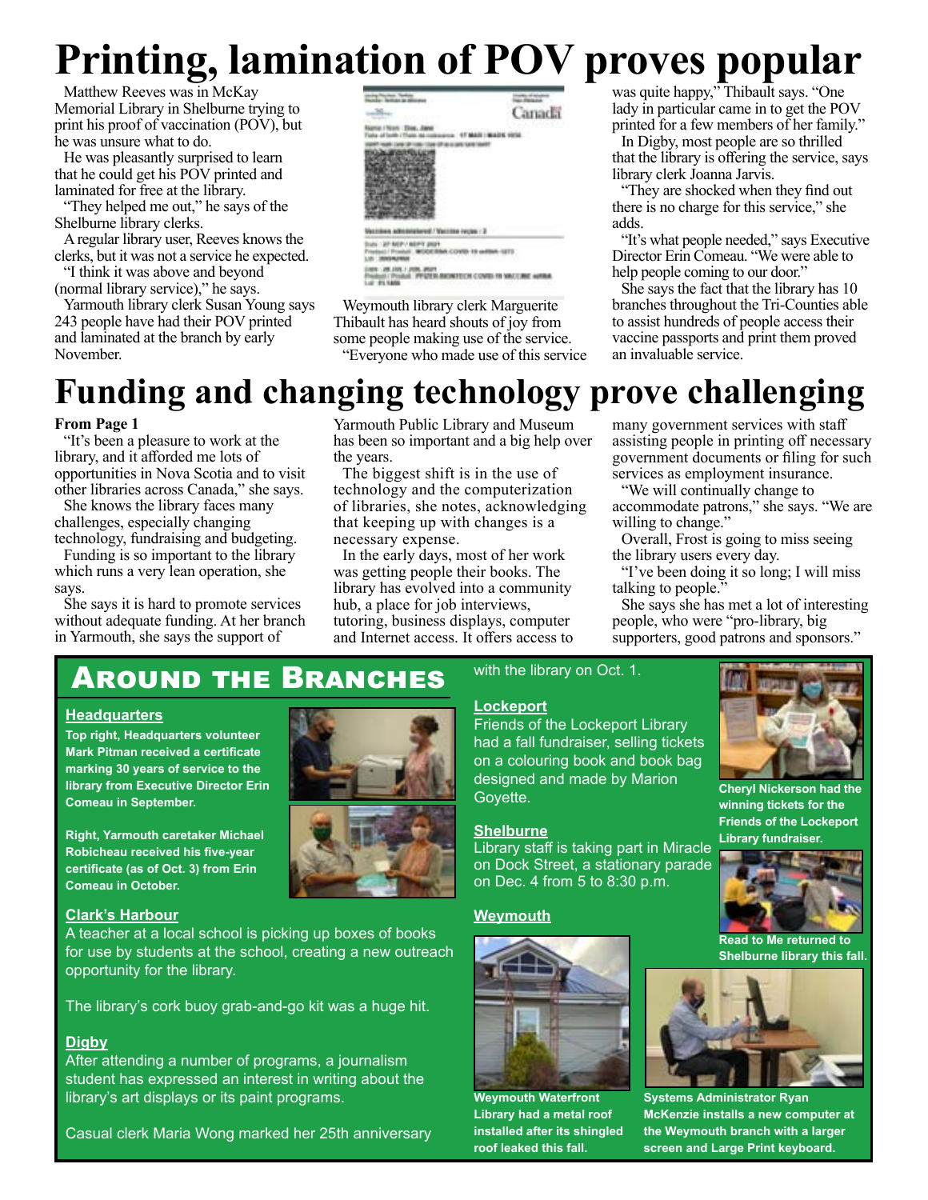# Printing, lamination of POV proves popular

Matthew Reeves was in McKay Memorial Library in Shelburne trying to print his proof of vaccination (POV), but he was unsure what to do.

He was pleasantly surprised to learn that he could get his POV printed and laminated for free at the library.

"They helped me out," he says of the Shelburne library clerks.

A regular library user, Reeves knows the clerks, but it was not a service he expected.

"I think it was above and beyond (normal library service)," he says.

Yarmouth library clerk Susan Young says 243 people have had their POV printed and laminated at the branch by early November.

Weymouth library clerk Marguerite Thibault has heard shouts of joy from some people making use of the service.

"Everyone who made use of this service was quite happy," Thibault says. "One lady in particular came in to get the POV printed for a few members of her family."

In Digby, most people are so thrilled that the library is offering the service, says library clerk Joanna Jarvis.

"They are shocked when they find out there is no charge for this service," she adds.

"It's what people needed," says Executive Director Erin Comeau. "We were able to help people coming to our door."

She says the fact that the library has 10 branches throughout the Tri-Counties able to assist hundreds of people access their vaccine passports and print them proved an invaluable service.

# Funding and changing technology prove challenging

**From Page 1**

"It's been a pleasure to work at the library, and it afforded me lots of opportunities in Nova Scotia and to visit other libraries across Canada," she says.

She knows the library faces many challenges, especially changing technology, fundraising and budgeting.

Funding is so important to the library which runs a very lean operation, she says.

She says it is hard to promote services without adequate funding. At her branch in Yarmouth, she says the support of Yarmouth Public Library and Museum has been so important and a big help over the years.

The biggest shift is in the use of technology and the computerization of libraries, she notes, acknowledging that keeping up with changes is a necessary expense.

In the early days, most of her work was getting people their books. The library has evolved into a community hub, a place for job interviews, tutoring, business displays, computer and Internet access. It offers access to many government services with staff assisting people in printing off necessary government documents or filing for such services as employment insurance.

"We will continually change to accommodate patrons," she says. "We are willing to change."

Overall, Frost is going to miss seeing the library users every day.

"I've been doing it so long; I will miss talking to people."

She says she has met a lot of interesting people, who were "pro-library, big supporters, good patrons and sponsors."

## Around the Branches

### Headquarters

**Top right, Headquarters volunteer Mark Pitman received a certificate marking 30 years of service to the library from Executive Director Erin Comeau in September.**

**Right, Yarmouth caretaker Michael Robicheau received his five-year certificate (as of Oct. 3) from Erin Comeau in October.**

### Clark's Harbour

A teacher at a local school is picking up boxes of books for use by students at the school, creating a new outreach opportunity for the library.

The library's cork buoy grab-and-go kit was a huge hit.

### Digby

After attending a number of programs, a journalism student has expressed an interest in writing about the library's art displays or its paint programs.

Casual clerk Maria Wong marked her 25th anniversary with the library on Oct. 1.

### Lockeport

Friends of the Lockeport Library had a fall fundraiser, selling tickets on a colouring book and book bag designed and made by Marion Goyette.

**Cheryl Nickerson had the winning tickets for the Friends of the Lockeport Library fundraiser.**

### Shelburne

Library staff is taking part in Miracle on Dock Street, a stationary parade on Dec. 4 from 5 to 8:30 p.m.

**Read to Me returned to Shelburne library this fall.**

### Weymouth

**Weymouth Waterfront Library had a metal roof installed after its shingled roof leaked this fall.**

**Systems Administrator Ryan McKenzie installs a new computer at the Weymouth branch with a larger screen and Large Print keyboard.**